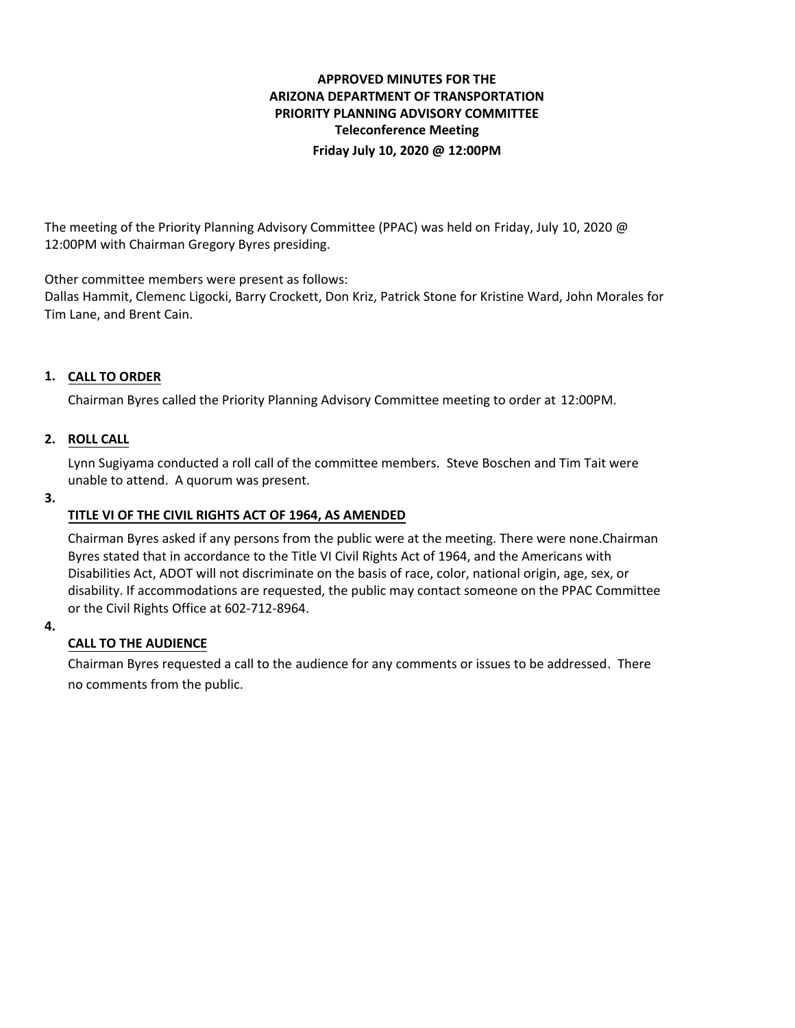**APPROVED MINUTES FOR THE**
**ARIZONA DEPARTMENT OF TRANSPORTATION**
**PRIORITY PLANNING ADVISORY COMMITTEE**
**Teleconference Meeting**
**Friday July 10, 2020 @ 12:00PM**

The meeting of the Priority Planning Advisory Committee (PPAC) was held on Friday, July 10, 2020 @ 12:00PM with Chairman Gregory Byres presiding.

Other committee members were present as follows:
Dallas Hammit, Clemenc Ligocki, Barry Crockett, Don Kriz, Patrick Stone for Kristine Ward, John Morales for Tim Lane, and Brent Cain.

**1. CALL TO ORDER**

Chairman Byres called the Priority Planning Advisory Committee meeting to order at 12:00PM.

**2. ROLL CALL**

Lynn Sugiyama conducted a roll call of the committee members. Steve Boschen and Tim Tait were unable to attend. A quorum was present.

**3. TITLE VI OF THE CIVIL RIGHTS ACT OF 1964, AS AMENDED**

Chairman Byres asked if any persons from the public were at the meeting. There were none.Chairman Byres stated that in accordance to the Title VI Civil Rights Act of 1964, and the Americans with Disabilities Act, ADOT will not discriminate on the basis of race, color, national origin, age, sex, or disability. If accommodations are requested, the public may contact someone on the PPAC Committee or the Civil Rights Office at 602-712-8964.

**4. CALL TO THE AUDIENCE**

Chairman Byres requested a call to the audience for any comments or issues to be addressed. There no comments from the public.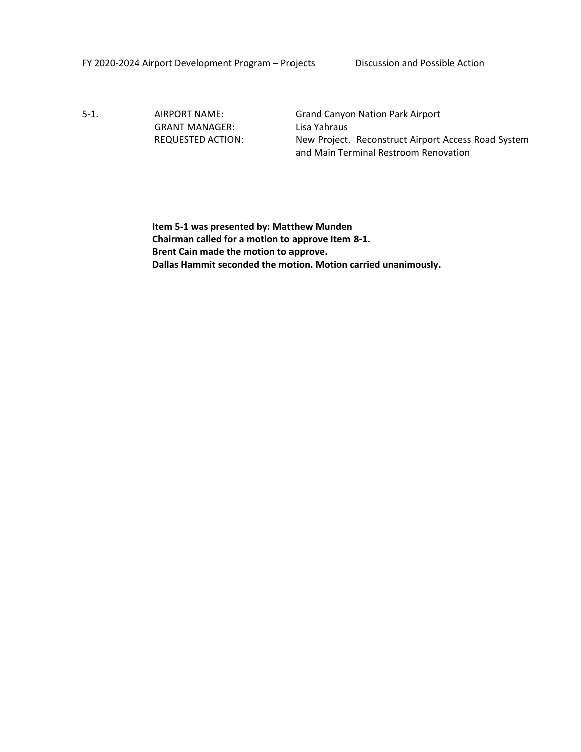FY 2020-2024 Airport Development Program – Projects Discussion and Possible Action

5-1. AIRPORT NAME: Grand Canyon Nation Park Airport
GRANT MANAGER: Lisa Yahraus
REQUESTED ACTION: New Project. Reconstruct Airport Access Road System and Main Terminal Restroom Renovation

**Item 5-1 was presented by: Matthew Munden**
**Chairman called for a motion to approve Item 8-1.**
**Brent Cain made the motion to approve.**
**Dallas Hammit seconded the motion. Motion carried unanimously.**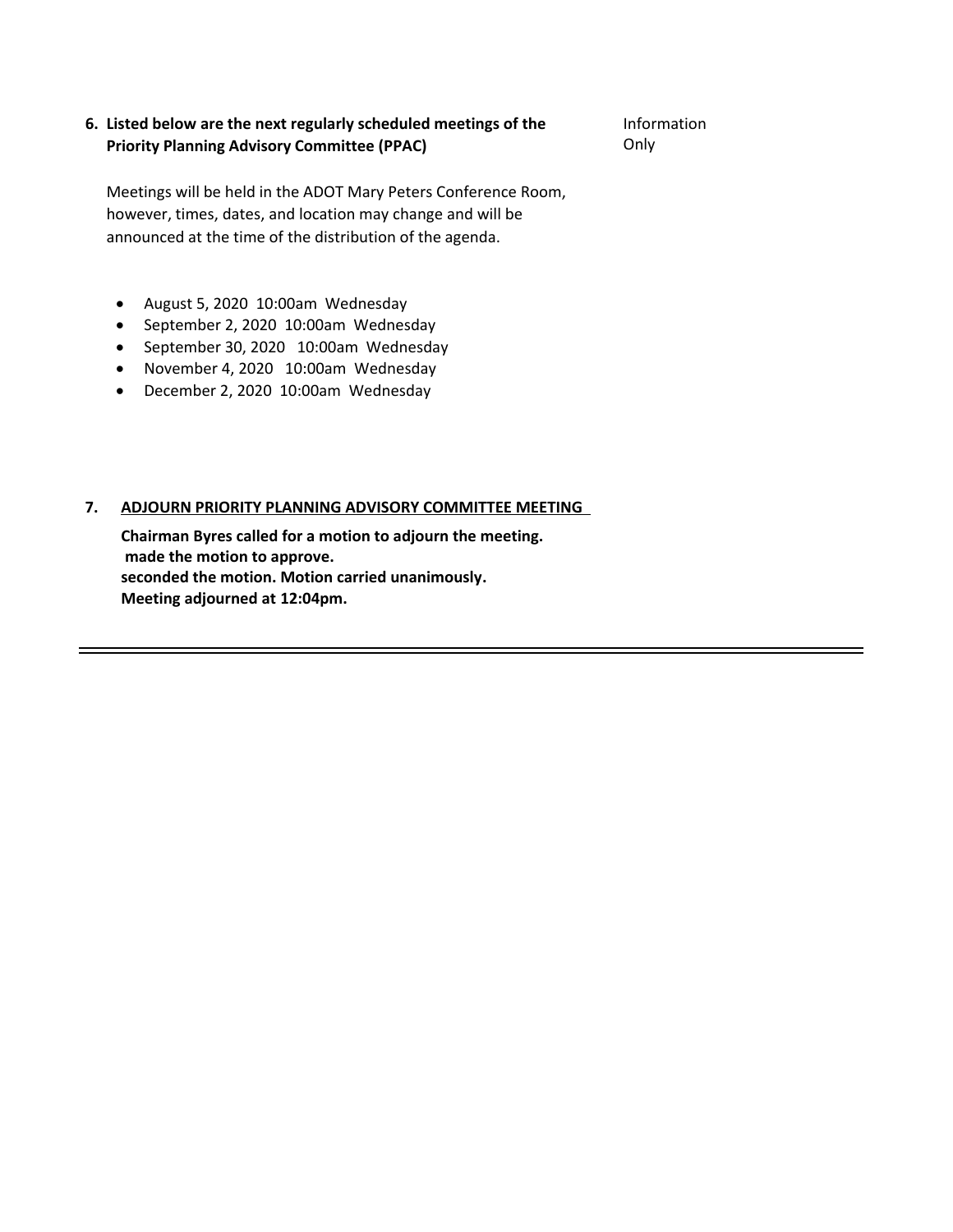**6. Listed below are the next regularly scheduled meetings of the Priority Planning Advisory Committee (PPAC)**

Information Only

Meetings will be held in the ADOT Mary Peters Conference Room, however, times, dates, and location may change and will be announced at the time of the distribution of the agenda.

- August 5, 2020 10:00am Wednesday
- September 2, 2020 10:00am Wednesday
- September 30, 2020 10:00am Wednesday
- November 4, 2020 10:00am Wednesday
- December 2, 2020 10:00am Wednesday

**7. ADJOURN PRIORITY PLANNING ADVISORY COMMITTEE MEETING**

**Chairman Byres called for a motion to adjourn the meeting.**
**made the motion to approve.**
**seconded the motion. Motion carried unanimously.**
**Meeting adjourned at 12:04pm.**